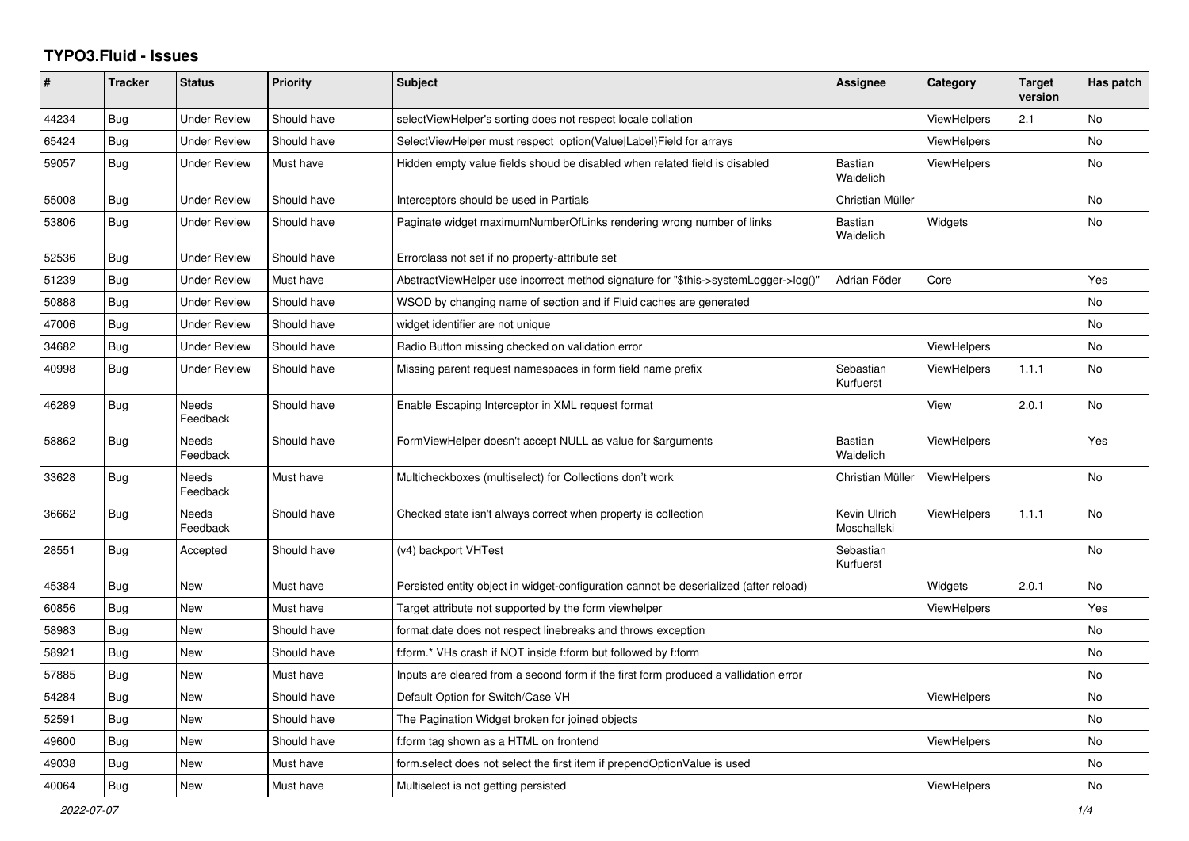# TYPO3.Fluid - Issues

| # | Tracker | Status | Priority | Subject | Assignee | Category | Target version | Has patch |
|---|---|---|---|---|---|---|---|---|
| 44234 | Bug | Under Review | Should have | selectViewHelper's sorting does not respect locale collation | | ViewHelpers | 2.1 | No |
| 65424 | Bug | Under Review | Should have | SelectViewHelper must respect option(Value\|Label)Field for arrays | | ViewHelpers | | No |
| 59057 | Bug | Under Review | Must have | Hidden empty value fields shoud be disabled when related field is disabled | Bastian Waidelich | ViewHelpers | | No |
| 55008 | Bug | Under Review | Should have | Interceptors should be used in Partials | Christian Müller | | | No |
| 53806 | Bug | Under Review | Should have | Paginate widget maximumNumberOfLinks rendering wrong number of links | Bastian Waidelich | Widgets | | No |
| 52536 | Bug | Under Review | Should have | Errorclass not set if no property-attribute set | | | | |
| 51239 | Bug | Under Review | Must have | AbstractViewHelper use incorrect method signature for "$this->systemLogger->log()" | Adrian Föder | Core | | Yes |
| 50888 | Bug | Under Review | Should have | WSOD by changing name of section and if Fluid caches are generated | | | | No |
| 47006 | Bug | Under Review | Should have | widget identifier are not unique | | | | No |
| 34682 | Bug | Under Review | Should have | Radio Button missing checked on validation error | | ViewHelpers | | No |
| 40998 | Bug | Under Review | Should have | Missing parent request namespaces in form field name prefix | Sebastian Kurfuerst | ViewHelpers | 1.1.1 | No |
| 46289 | Bug | Needs Feedback | Should have | Enable Escaping Interceptor in XML request format | | View | 2.0.1 | No |
| 58862 | Bug | Needs Feedback | Should have | FormViewHelper doesn't accept NULL as value for $arguments | Bastian Waidelich | ViewHelpers | | Yes |
| 33628 | Bug | Needs Feedback | Must have | Multicheckboxes (multiselect) for Collections don't work | Christian Müller | ViewHelpers | | No |
| 36662 | Bug | Needs Feedback | Should have | Checked state isn't always correct when property is collection | Kevin Ulrich Moschallski | ViewHelpers | 1.1.1 | No |
| 28551 | Bug | Accepted | Should have | (v4) backport VHTest | Sebastian Kurfuerst | | | No |
| 45384 | Bug | New | Must have | Persisted entity object in widget-configuration cannot be deserialized (after reload) | | Widgets | 2.0.1 | No |
| 60856 | Bug | New | Must have | Target attribute not supported by the form viewhelper | | ViewHelpers | | Yes |
| 58983 | Bug | New | Should have | format.date does not respect linebreaks and throws exception | | | | No |
| 58921 | Bug | New | Should have | f:form.* VHs crash if NOT inside f:form but followed by f:form | | | | No |
| 57885 | Bug | New | Must have | Inputs are cleared from a second form if the first form produced a vallidation error | | | | No |
| 54284 | Bug | New | Should have | Default Option for Switch/Case VH | | ViewHelpers | | No |
| 52591 | Bug | New | Should have | The Pagination Widget broken for joined objects | | | | No |
| 49600 | Bug | New | Should have | f:form tag shown as a HTML on frontend | | ViewHelpers | | No |
| 49038 | Bug | New | Must have | form.select does not select the first item if prependOptionValue is used | | | | No |
| 40064 | Bug | New | Must have | Multiselect is not getting persisted | | ViewHelpers | | No |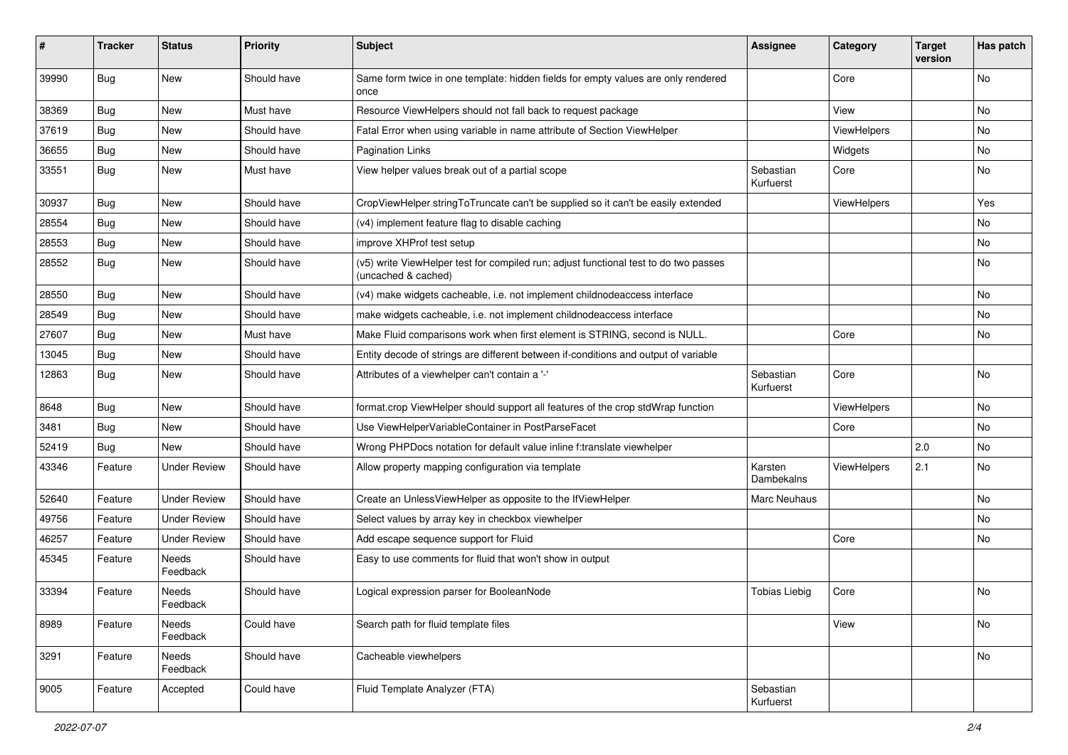| # | Tracker | Status | Priority | Subject | Assignee | Category | Target version | Has patch |
|---|---|---|---|---|---|---|---|---|
| 39990 | Bug | New | Should have | Same form twice in one template: hidden fields for empty values are only rendered once | | Core | | No |
| 38369 | Bug | New | Must have | Resource ViewHelpers should not fall back to request package | | View | | No |
| 37619 | Bug | New | Should have | Fatal Error when using variable in name attribute of Section ViewHelper | | ViewHelpers | | No |
| 36655 | Bug | New | Should have | Pagination Links | | Widgets | | No |
| 33551 | Bug | New | Must have | View helper values break out of a partial scope | Sebastian Kurfuerst | Core | | No |
| 30937 | Bug | New | Should have | CropViewHelper stringToTruncate can't be supplied so it can't be easily extended | | ViewHelpers | | Yes |
| 28554 | Bug | New | Should have | (v4) implement feature flag to disable caching | | | | No |
| 28553 | Bug | New | Should have | improve XHProf test setup | | | | No |
| 28552 | Bug | New | Should have | (v5) write ViewHelper test for compiled run; adjust functional test to do two passes (uncached & cached) | | | | No |
| 28550 | Bug | New | Should have | (v4) make widgets cacheable, i.e. not implement childnodeaccess interface | | | | No |
| 28549 | Bug | New | Should have | make widgets cacheable, i.e. not implement childnodeaccess interface | | | | No |
| 27607 | Bug | New | Must have | Make Fluid comparisons work when first element is STRING, second is NULL. | | Core | | No |
| 13045 | Bug | New | Should have | Entity decode of strings are different between if-conditions and output of variable | | | | |
| 12863 | Bug | New | Should have | Attributes of a viewhelper can't contain a '-' | Sebastian Kurfuerst | Core | | No |
| 8648 | Bug | New | Should have | format.crop ViewHelper should support all features of the crop stdWrap function | | ViewHelpers | | No |
| 3481 | Bug | New | Should have | Use ViewHelperVariableContainer in PostParseFacet | | Core | | No |
| 52419 | Bug | New | Should have | Wrong PHPDocs notation for default value inline f:translate viewhelper | | | 2.0 | No |
| 43346 | Feature | Under Review | Should have | Allow property mapping configuration via template | Karsten Dambekalns | ViewHelpers | 2.1 | No |
| 52640 | Feature | Under Review | Should have | Create an UnlessViewHelper as opposite to the IfViewHelper | Marc Neuhaus | | | No |
| 49756 | Feature | Under Review | Should have | Select values by array key in checkbox viewhelper | | | | No |
| 46257 | Feature | Under Review | Should have | Add escape sequence support for Fluid | | Core | | No |
| 45345 | Feature | Needs Feedback | Should have | Easy to use comments for fluid that won't show in output | | | | |
| 33394 | Feature | Needs Feedback | Should have | Logical expression parser for BooleanNode | Tobias Liebig | Core | | No |
| 8989 | Feature | Needs Feedback | Could have | Search path for fluid template files | | View | | No |
| 3291 | Feature | Needs Feedback | Should have | Cacheable viewhelpers | | | | No |
| 9005 | Feature | Accepted | Could have | Fluid Template Analyzer (FTA) | Sebastian Kurfuerst | | | |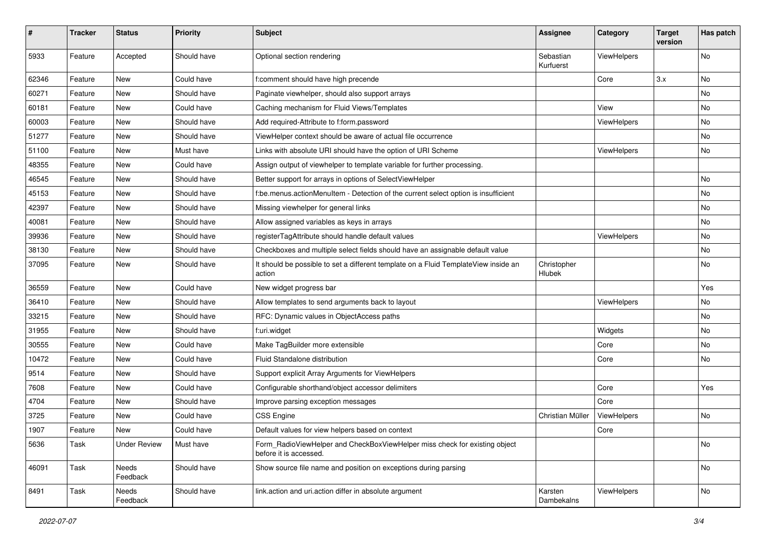| # | Tracker | Status | Priority | Subject | Assignee | Category | Target version | Has patch |
|---|---|---|---|---|---|---|---|---|
| 5933 | Feature | Accepted | Should have | Optional section rendering | Sebastian Kurfuerst | ViewHelpers | | No |
| 62346 | Feature | New | Could have | f:comment should have high precende | | Core | 3.x | No |
| 60271 | Feature | New | Should have | Paginate viewhelper, should also support arrays | | | | No |
| 60181 | Feature | New | Could have | Caching mechanism for Fluid Views/Templates | | View | | No |
| 60003 | Feature | New | Should have | Add required-Attribute to f:form.password | | ViewHelpers | | No |
| 51277 | Feature | New | Should have | ViewHelper context should be aware of actual file occurrence | | | | No |
| 51100 | Feature | New | Must have | Links with absolute URI should have the option of URI Scheme | | ViewHelpers | | No |
| 48355 | Feature | New | Could have | Assign output of viewhelper to template variable for further processing. | | | | |
| 46545 | Feature | New | Should have | Better support for arrays in options of SelectViewHelper | | | | No |
| 45153 | Feature | New | Should have | f:be.menus.actionMenuItem - Detection of the current select option is insufficient | | | | No |
| 42397 | Feature | New | Should have | Missing viewhelper for general links | | | | No |
| 40081 | Feature | New | Should have | Allow assigned variables as keys in arrays | | | | No |
| 39936 | Feature | New | Should have | registerTagAttribute should handle default values | | ViewHelpers | | No |
| 38130 | Feature | New | Should have | Checkboxes and multiple select fields should have an assignable default value | | | | No |
| 37095 | Feature | New | Should have | It should be possible to set a different template on a Fluid TemplateView inside an action | Christopher Hlubek | | | No |
| 36559 | Feature | New | Could have | New widget progress bar | | | | Yes |
| 36410 | Feature | New | Should have | Allow templates to send arguments back to layout | | ViewHelpers | | No |
| 33215 | Feature | New | Should have | RFC: Dynamic values in ObjectAccess paths | | | | No |
| 31955 | Feature | New | Should have | f:uri.widget | | Widgets | | No |
| 30555 | Feature | New | Could have | Make TagBuilder more extensible | | Core | | No |
| 10472 | Feature | New | Could have | Fluid Standalone distribution | | Core | | No |
| 9514 | Feature | New | Should have | Support explicit Array Arguments for ViewHelpers | | | | |
| 7608 | Feature | New | Could have | Configurable shorthand/object accessor delimiters | | Core | | Yes |
| 4704 | Feature | New | Should have | Improve parsing exception messages | | Core | | |
| 3725 | Feature | New | Could have | CSS Engine | Christian Müller | ViewHelpers | | No |
| 1907 | Feature | New | Could have | Default values for view helpers based on context | | Core | | |
| 5636 | Task | Under Review | Must have | Form_RadioViewHelper and CheckBoxViewHelper miss check for existing object before it is accessed. | | | | No |
| 46091 | Task | Needs Feedback | Should have | Show source file name and position on exceptions during parsing | | | | No |
| 8491 | Task | Needs Feedback | Should have | link.action and uri.action differ in absolute argument | Karsten Dambekalns | ViewHelpers | | No |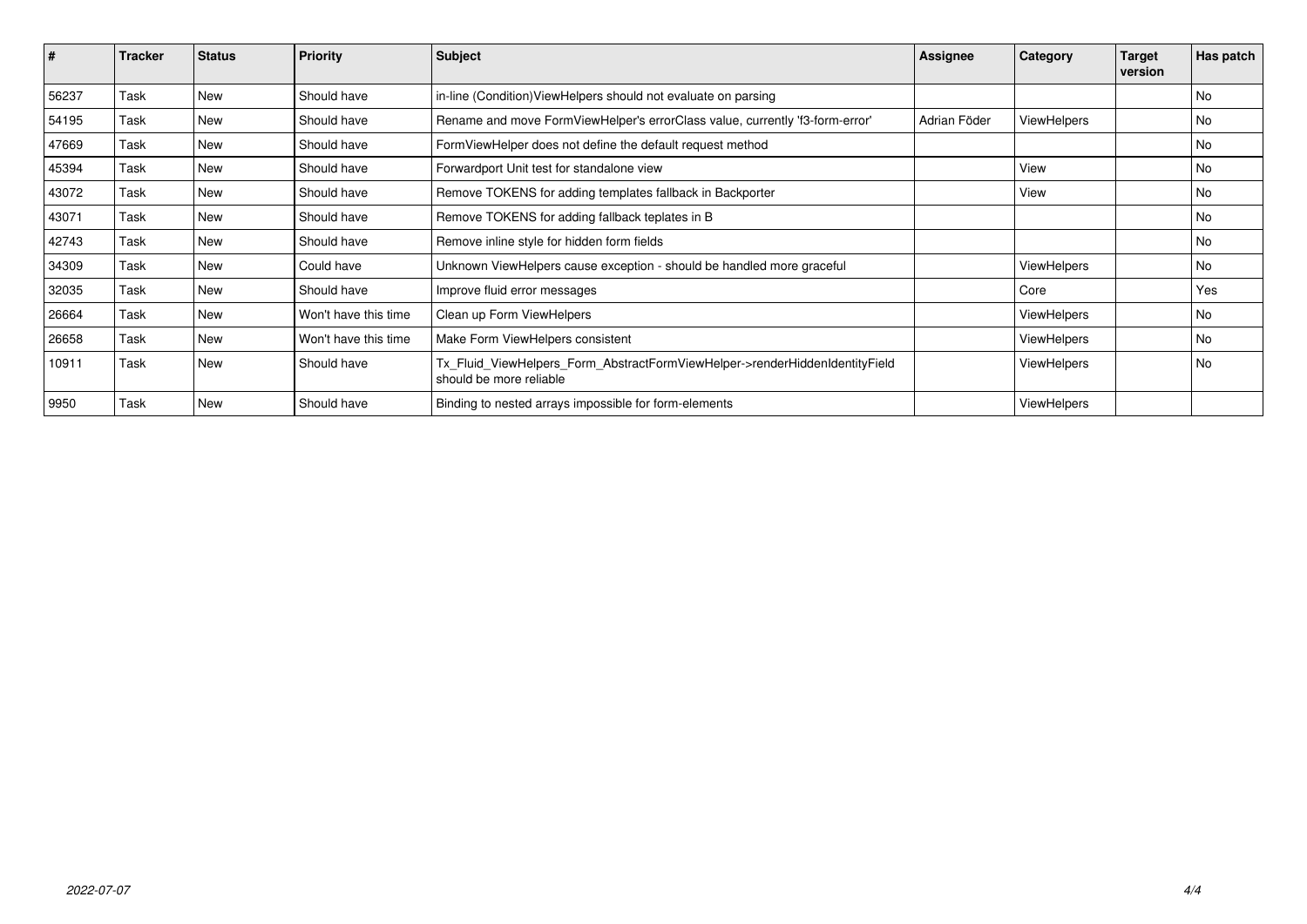| # | Tracker | Status | Priority | Subject | Assignee | Category | Target version | Has patch |
|---|---|---|---|---|---|---|---|---|
| 56237 | Task | New | Should have | in-line (Condition)ViewHelpers should not evaluate on parsing | | | | No |
| 54195 | Task | New | Should have | Rename and move FormViewHelper's errorClass value, currently 'f3-form-error' | Adrian Föder | ViewHelpers | | No |
| 47669 | Task | New | Should have | FormViewHelper does not define the default request method | | | | No |
| 45394 | Task | New | Should have | Forwardport Unit test for standalone view | | View | | No |
| 43072 | Task | New | Should have | Remove TOKENS for adding templates fallback in Backporter | | View | | No |
| 43071 | Task | New | Should have | Remove TOKENS for adding fallback teplates in B | | | | No |
| 42743 | Task | New | Should have | Remove inline style for hidden form fields | | | | No |
| 34309 | Task | New | Could have | Unknown ViewHelpers cause exception - should be handled more graceful | | ViewHelpers | | No |
| 32035 | Task | New | Should have | Improve fluid error messages | | Core | | Yes |
| 26664 | Task | New | Won't have this time | Clean up Form ViewHelpers | | ViewHelpers | | No |
| 26658 | Task | New | Won't have this time | Make Form ViewHelpers consistent | | ViewHelpers | | No |
| 10911 | Task | New | Should have | Tx_Fluid_ViewHelpers_Form_AbstractFormViewHelper->renderHiddenIdentityField should be more reliable | | ViewHelpers | | No |
| 9950 | Task | New | Should have | Binding to nested arrays impossible for form-elements | | ViewHelpers | | |